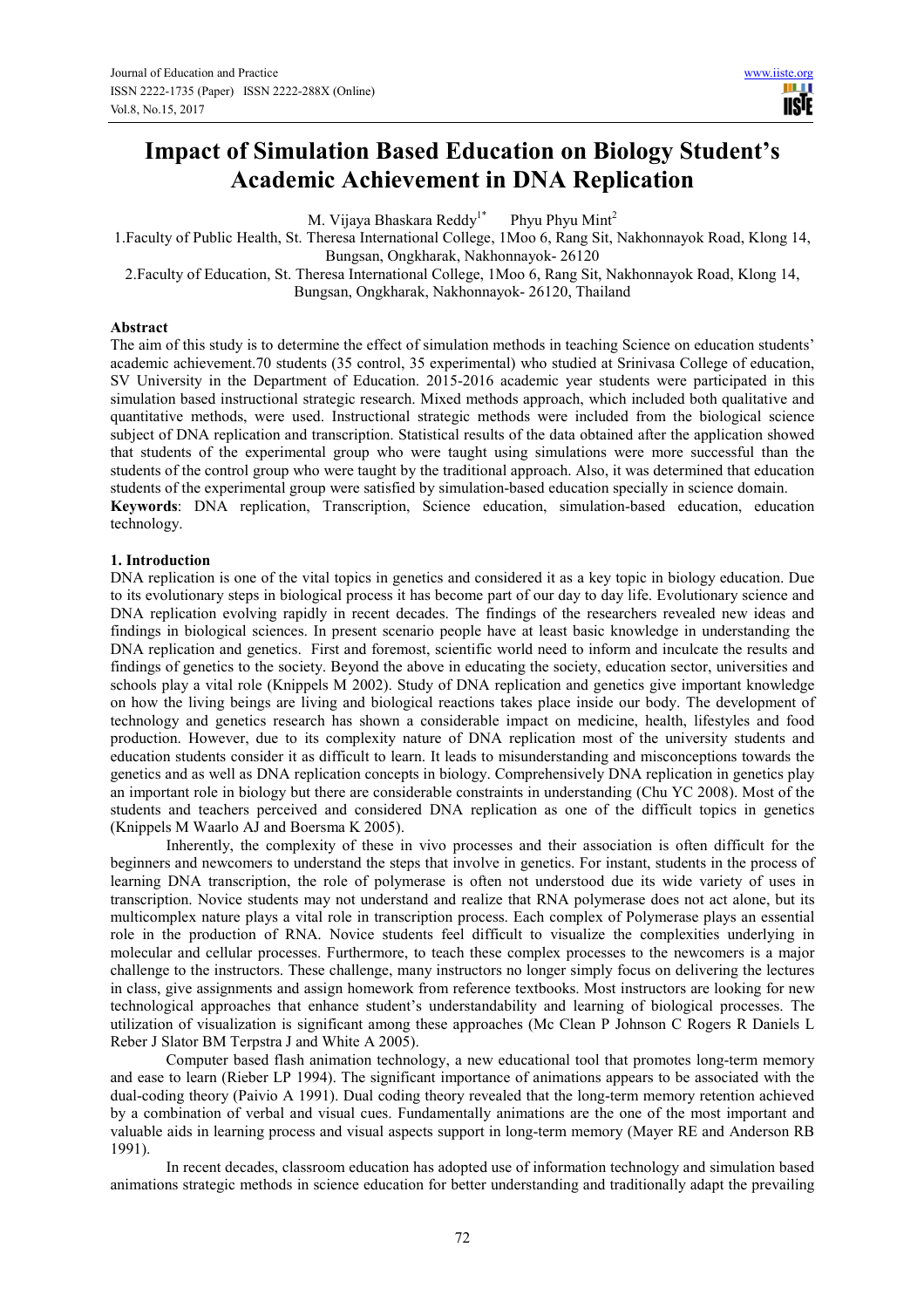# Impact of Simulation Based Education on Biology Student's Academic Achievement in DNA Replication

M. Vijaya Bhaskara Reddy[1*] Phyu Phyu Mint[2]

1.Faculty of Public Health, St. Theresa International College, 1Moo 6, Rang Sit, Nakhonnayok Road, Klong 14, Bungsan, Ongkharak, Nakhonnayok- 26120

2.Faculty of Education, St. Theresa International College, 1Moo 6, Rang Sit, Nakhonnayok Road, Klong 14, Bungsan, Ongkharak, Nakhonnayok- 26120, Thailand

## Abstract

The aim of this study is to determine the effect of simulation methods in teaching Science on education students' academic achievement.70 students (35 control, 35 experimental) who studied at Srinivasa College of education, SV University in the Department of Education. 2015-2016 academic year students were participated in this simulation based instructional strategic research. Mixed methods approach, which included both qualitative and quantitative methods, were used. Instructional strategic methods were included from the biological science subject of DNA replication and transcription. Statistical results of the data obtained after the application showed that students of the experimental group who were taught using simulations were more successful than the students of the control group who were taught by the traditional approach. Also, it was determined that education students of the experimental group were satisfied by simulation-based education specially in science domain.

**Keywords**: DNA replication, Transcription, Science education, simulation-based education, education technology.

## 1. Introduction

DNA replication is one of the vital topics in genetics and considered it as a key topic in biology education. Due to its evolutionary steps in biological process it has become part of our day to day life. Evolutionary science and DNA replication evolving rapidly in recent decades. The findings of the researchers revealed new ideas and findings in biological sciences. In present scenario people have at least basic knowledge in understanding the DNA replication and genetics. First and foremost, scientific world need to inform and inculcate the results and findings of genetics to the society. Beyond the above in educating the society, education sector, universities and schools play a vital role (Knippels M 2002). Study of DNA replication and genetics give important knowledge on how the living beings are living and biological reactions takes place inside our body. The development of technology and genetics research has shown a considerable impact on medicine, health, lifestyles and food production. However, due to its complexity nature of DNA replication most of the university students and education students consider it as difficult to learn. It leads to misunderstanding and misconceptions towards the genetics and as well as DNA replication concepts in biology. Comprehensively DNA replication in genetics play an important role in biology but there are considerable constraints in understanding (Chu YC 2008). Most of the students and teachers perceived and considered DNA replication as one of the difficult topics in genetics (Knippels M Waarlo AJ and Boersma K 2005).

Inherently, the complexity of these in vivo processes and their association is often difficult for the beginners and newcomers to understand the steps that involve in genetics. For instant, students in the process of learning DNA transcription, the role of polymerase is often not understood due its wide variety of uses in transcription. Novice students may not understand and realize that RNA polymerase does not act alone, but its multicomplex nature plays a vital role in transcription process. Each complex of Polymerase plays an essential role in the production of RNA. Novice students feel difficult to visualize the complexities underlying in molecular and cellular processes. Furthermore, to teach these complex processes to the newcomers is a major challenge to the instructors. These challenge, many instructors no longer simply focus on delivering the lectures in class, give assignments and assign homework from reference textbooks. Most instructors are looking for new technological approaches that enhance student's understandability and learning of biological processes. The utilization of visualization is significant among these approaches (Mc Clean P Johnson C Rogers R Daniels L Reber J Slator BM Terpstra J and White A 2005).

Computer based flash animation technology, a new educational tool that promotes long-term memory and ease to learn (Rieber LP 1994). The significant importance of animations appears to be associated with the dual-coding theory (Paivio A 1991). Dual coding theory revealed that the long-term memory retention achieved by a combination of verbal and visual cues. Fundamentally animations are the one of the most important and valuable aids in learning process and visual aspects support in long-term memory (Mayer RE and Anderson RB 1991).

In recent decades, classroom education has adopted use of information technology and simulation based animations strategic methods in science education for better understanding and traditionally adapt the prevailing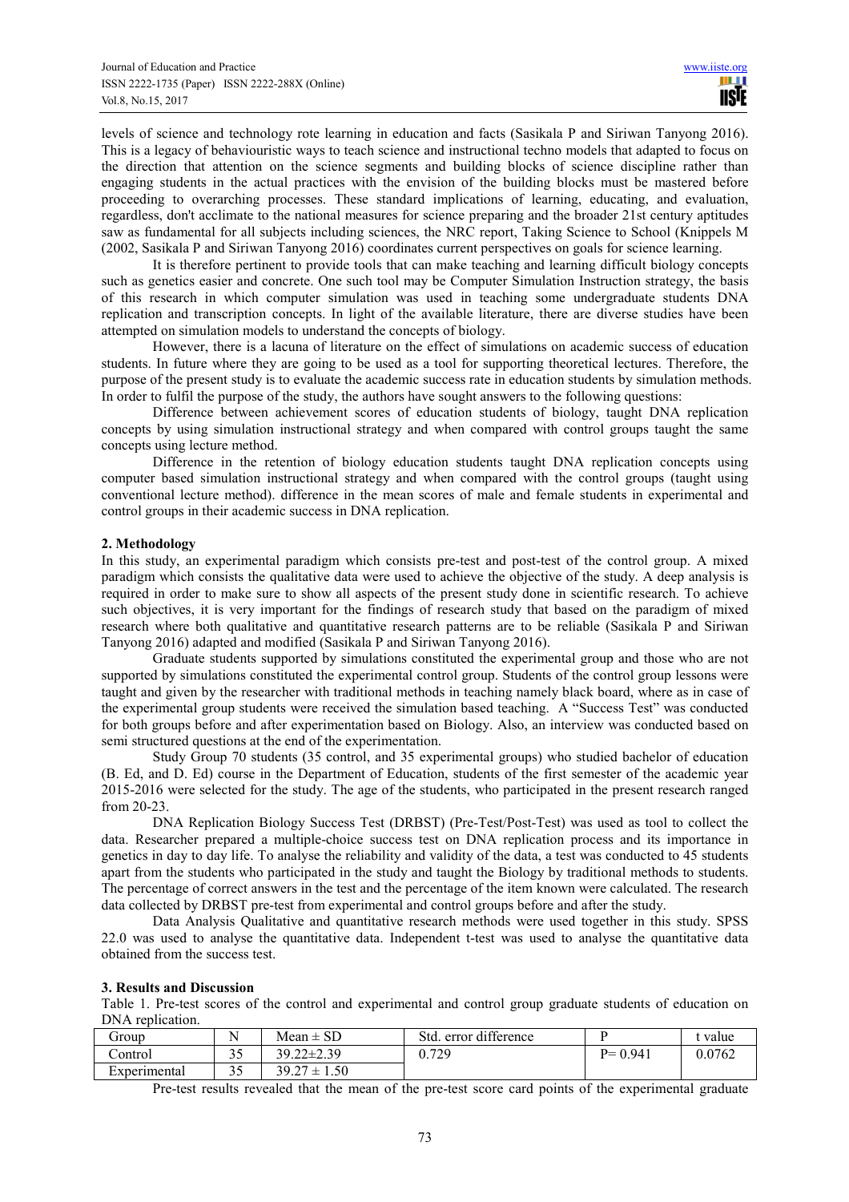levels of science and technology rote learning in education and facts (Sasikala P and Siriwan Tanyong 2016). This is a legacy of behaviouristic ways to teach science and instructional techno models that adapted to focus on the direction that attention on the science segments and building blocks of science discipline rather than engaging students in the actual practices with the envision of the building blocks must be mastered before proceeding to overarching processes. These standard implications of learning, educating, and evaluation, regardless, don't acclimate to the national measures for science preparing and the broader 21st century aptitudes saw as fundamental for all subjects including sciences, the NRC report, Taking Science to School (Knippels M (2002, Sasikala P and Siriwan Tanyong 2016) coordinates current perspectives on goals for science learning.

It is therefore pertinent to provide tools that can make teaching and learning difficult biology concepts such as genetics easier and concrete. One such tool may be Computer Simulation Instruction strategy, the basis of this research in which computer simulation was used in teaching some undergraduate students DNA replication and transcription concepts. In light of the available literature, there are diverse studies have been attempted on simulation models to understand the concepts of biology.

However, there is a lacuna of literature on the effect of simulations on academic success of education students. In future where they are going to be used as a tool for supporting theoretical lectures. Therefore, the purpose of the present study is to evaluate the academic success rate in education students by simulation methods. In order to fulfil the purpose of the study, the authors have sought answers to the following questions:

Difference between achievement scores of education students of biology, taught DNA replication concepts by using simulation instructional strategy and when compared with control groups taught the same concepts using lecture method.

Difference in the retention of biology education students taught DNA replication concepts using computer based simulation instructional strategy and when compared with the control groups (taught using conventional lecture method). difference in the mean scores of male and female students in experimental and control groups in their academic success in DNA replication.

## 2. Methodology

In this study, an experimental paradigm which consists pre-test and post-test of the control group. A mixed paradigm which consists the qualitative data were used to achieve the objective of the study. A deep analysis is required in order to make sure to show all aspects of the present study done in scientific research. To achieve such objectives, it is very important for the findings of research study that based on the paradigm of mixed research where both qualitative and quantitative research patterns are to be reliable (Sasikala P and Siriwan Tanyong 2016) adapted and modified (Sasikala P and Siriwan Tanyong 2016).

Graduate students supported by simulations constituted the experimental group and those who are not supported by simulations constituted the experimental control group. Students of the control group lessons were taught and given by the researcher with traditional methods in teaching namely black board, where as in case of the experimental group students were received the simulation based teaching. A "Success Test" was conducted for both groups before and after experimentation based on Biology. Also, an interview was conducted based on semi structured questions at the end of the experimentation.

Study Group 70 students (35 control, and 35 experimental groups) who studied bachelor of education (B. Ed, and D. Ed) course in the Department of Education, students of the first semester of the academic year 2015-2016 were selected for the study. The age of the students, who participated in the present research ranged from 20-23.

DNA Replication Biology Success Test (DRBST) (Pre-Test/Post-Test) was used as tool to collect the data. Researcher prepared a multiple-choice success test on DNA replication process and its importance in genetics in day to day life. To analyse the reliability and validity of the data, a test was conducted to 45 students apart from the students who participated in the study and taught the Biology by traditional methods to students. The percentage of correct answers in the test and the percentage of the item known were calculated. The research data collected by DRBST pre-test from experimental and control groups before and after the study.

Data Analysis Qualitative and quantitative research methods were used together in this study. SPSS 22.0 was used to analyse the quantitative data. Independent t-test was used to analyse the quantitative data obtained from the success test.

## 3. Results and Discussion

Table 1. Pre-test scores of the control and experimental and control group graduate students of education on DNA replication.

| Group | N | Mean ± SD | Std. error difference | P | t value |
|---|---|---|---|---|---|
| Control | 35 | 39.22±2.39 | 0.729 | P= 0.941 | 0.0762 |
| Experimental | 35 | 39.27 ± 1.50 | | | |

Pre-test results revealed that the mean of the pre-test score card points of the experimental graduate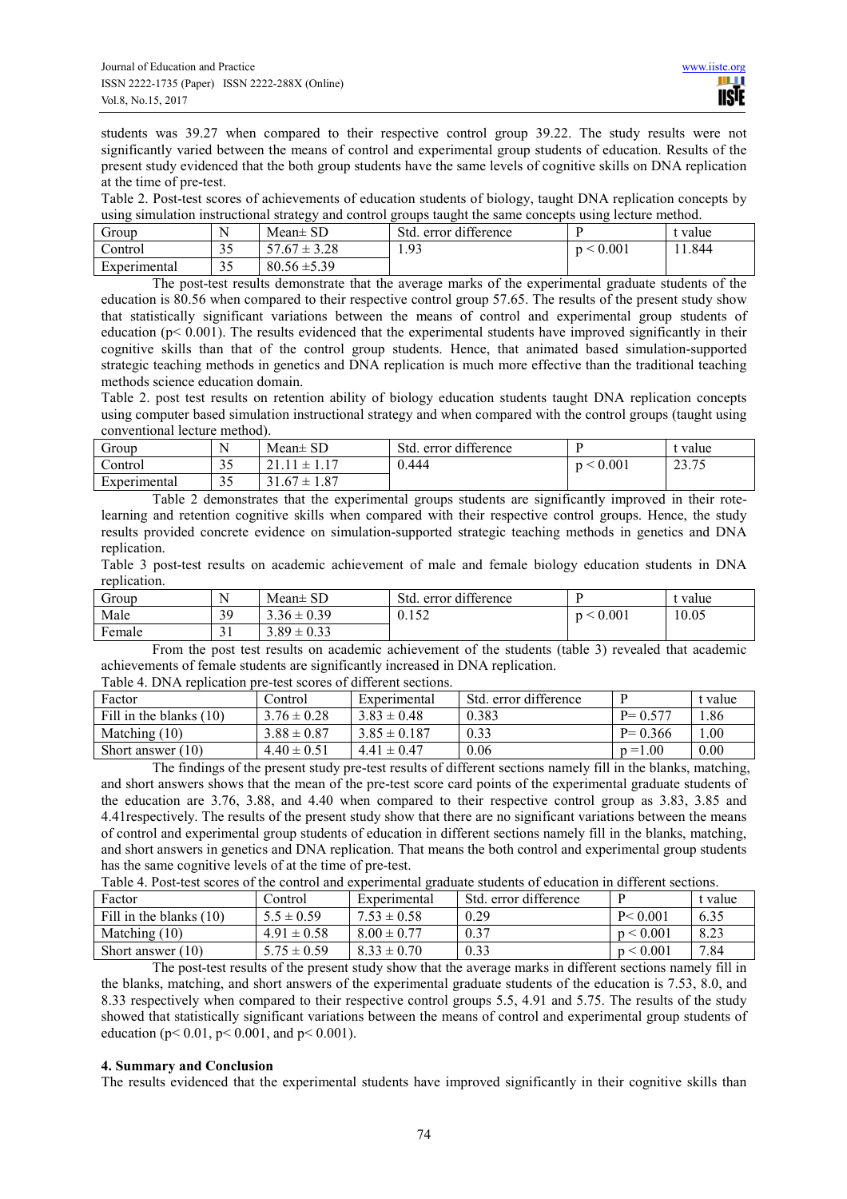students was 39.27 when compared to their respective control group 39.22. The study results were not significantly varied between the means of control and experimental group students of education. Results of the present study evidenced that the both group students have the same levels of cognitive skills on DNA replication at the time of pre-test.

Table 2. Post-test scores of achievements of education students of biology, taught DNA replication concepts by using simulation instructional strategy and control groups taught the same concepts using lecture method.

| Group | N | Mean± SD | Std. error difference | P | t value |
|---|---|---|---|---|---|
| Control | 35 | 57.67 ± 3.28 | 1.93 | p < 0.001 | 11.844 |
| Experimental | 35 | 80.56 ±5.39 | | | |

The post-test results demonstrate that the average marks of the experimental graduate students of the education is 80.56 when compared to their respective control group 57.65. The results of the present study show that statistically significant variations between the means of control and experimental group students of education (p< 0.001). The results evidenced that the experimental students have improved significantly in their cognitive skills than that of the control group students. Hence, that animated based simulation-supported strategic teaching methods in genetics and DNA replication is much more effective than the traditional teaching methods science education domain.

Table 2. post test results on retention ability of biology education students taught DNA replication concepts using computer based simulation instructional strategy and when compared with the control groups (taught using conventional lecture method).

| Group | N | Mean± SD | Std. error difference | P | t value |
|---|---|---|---|---|---|
| Control | 35 | 21.11 ± 1.17 | 0.444 | p < 0.001 | 23.75 |
| Experimental | 35 | 31.67 ± 1.87 | | | |

Table 2 demonstrates that the experimental groups students are significantly improved in their rote-learning and retention cognitive skills when compared with their respective control groups. Hence, the study results provided concrete evidence on simulation-supported strategic teaching methods in genetics and DNA replication.

Table 3 post-test results on academic achievement of male and female biology education students in DNA replication.

| Group | N | Mean± SD | Std. error difference | P | t value |
|---|---|---|---|---|---|
| Male | 39 | 3.36 ± 0.39 | 0.152 | p < 0.001 | 10.05 |
| Female | 31 | 3.89 ± 0.33 | | | |

From the post test results on academic achievement of the students (table 3) revealed that academic achievements of female students are significantly increased in DNA replication.

Table 4. DNA replication pre-test scores of different sections.

| Factor | Control | Experimental | Std. error difference | P | t value |
|---|---|---|---|---|---|
| Fill in the blanks (10) | 3.76 ± 0.28 | 3.83 ± 0.48 | 0.383 | P= 0.577 | 1.86 |
| Matching (10) | 3.88 ± 0.87 | 3.85 ± 0.187 | 0.33 | P= 0.366 | 1.00 |
| Short answer (10) | 4.40 ± 0.51 | 4.41 ± 0.47 | 0.06 | p =1.00 | 0.00 |

The findings of the present study pre-test results of different sections namely fill in the blanks, matching, and short answers shows that the mean of the pre-test score card points of the experimental graduate students of the education are 3.76, 3.88, and 4.40 when compared to their respective control group as 3.83, 3.85 and 4.41respectively. The results of the present study show that there are no significant variations between the means of control and experimental group students of education in different sections namely fill in the blanks, matching, and short answers in genetics and DNA replication. That means the both control and experimental group students has the same cognitive levels of at the time of pre-test.

Table 4. Post-test scores of the control and experimental graduate students of education in different sections.

| Factor | Control | Experimental | Std. error difference | P | t value |
|---|---|---|---|---|---|
| Fill in the blanks (10) | 5.5 ± 0.59 | 7.53 ± 0.58 | 0.29 | P< 0.001 | 6.35 |
| Matching (10) | 4.91 ± 0.58 | 8.00 ± 0.77 | 0.37 | p < 0.001 | 8.23 |
| Short answer (10) | 5.75 ± 0.59 | 8.33 ± 0.70 | 0.33 | p < 0.001 | 7.84 |

The post-test results of the present study show that the average marks in different sections namely fill in the blanks, matching, and short answers of the experimental graduate students of the education is 7.53, 8.0, and 8.33 respectively when compared to their respective control groups 5.5, 4.91 and 5.75. The results of the study showed that statistically significant variations between the means of control and experimental group students of education (p< 0.01, p< 0.001, and p< 0.001).

### 4. Summary and Conclusion

The results evidenced that the experimental students have improved significantly in their cognitive skills than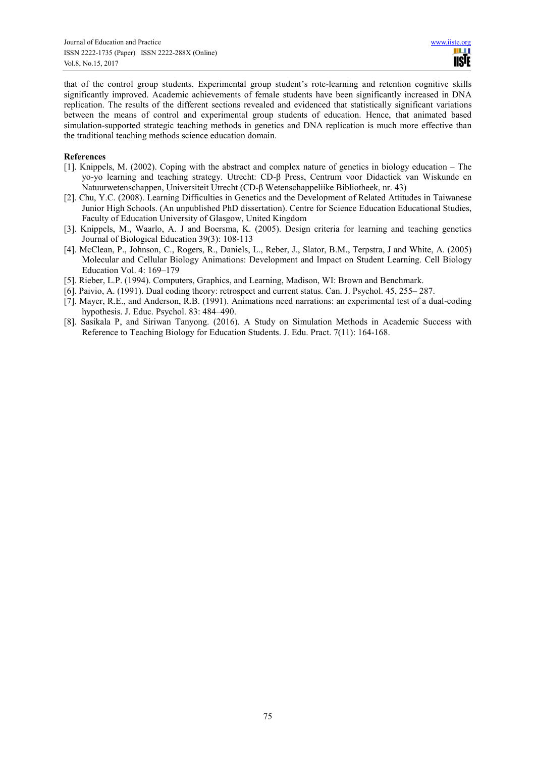that of the control group students. Experimental group student's rote-learning and retention cognitive skills significantly improved. Academic achievements of female students have been significantly increased in DNA replication. The results of the different sections revealed and evidenced that statistically significant variations between the means of control and experimental group students of education. Hence, that animated based simulation-supported strategic teaching methods in genetics and DNA replication is much more effective than the traditional teaching methods science education domain.

**References**

[1]. Knippels, M. (2002). Coping with the abstract and complex nature of genetics in biology education – The yo-yo learning and teaching strategy. Utrecht: CD-β Press, Centrum voor Didactiek van Wiskunde en Natuurwetenschappen, Universiteit Utrecht (CD-β Wetenschappeliike Bibliotheek, nr. 43)

[2]. Chu, Y.C. (2008). Learning Difficulties in Genetics and the Development of Related Attitudes in Taiwanese Junior High Schools. (An unpublished PhD dissertation). Centre for Science Education Educational Studies, Faculty of Education University of Glasgow, United Kingdom

[3]. Knippels, M., Waarlo, A. J and Boersma, K. (2005). Design criteria for learning and teaching genetics Journal of Biological Education 39(3): 108-113

[4]. McClean, P., Johnson, C., Rogers, R., Daniels, L., Reber, J., Slator, B.M., Terpstra, J and White, A. (2005) Molecular and Cellular Biology Animations: Development and Impact on Student Learning. Cell Biology Education Vol. 4: 169–179

[5]. Rieber, L.P. (1994). Computers, Graphics, and Learning, Madison, WI: Brown and Benchmark.

[6]. Paivio, A. (1991). Dual coding theory: retrospect and current status. Can. J. Psychol. 45, 255– 287.

[7]. Mayer, R.E., and Anderson, R.B. (1991). Animations need narrations: an experimental test of a dual-coding hypothesis. J. Educ. Psychol. 83: 484–490.

[8]. Sasikala P, and Siriwan Tanyong. (2016). A Study on Simulation Methods in Academic Success with Reference to Teaching Biology for Education Students. J. Edu. Pract. 7(11): 164-168.